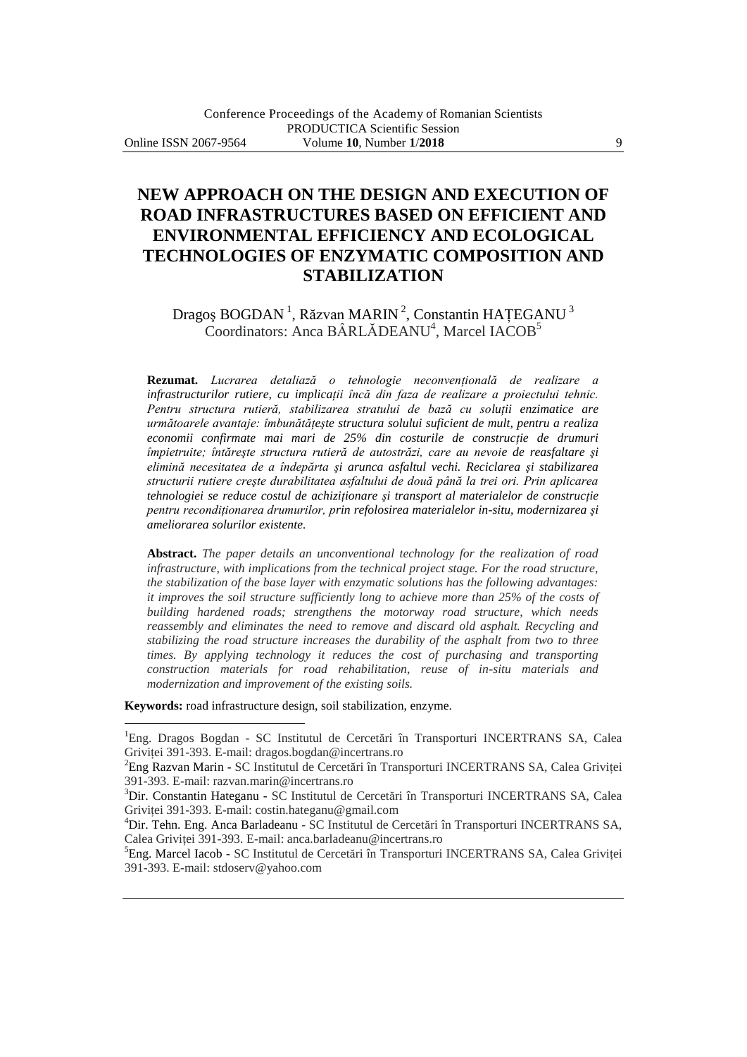# NEW APPROACH ON THE DESIGN AND EXECUTION OF ROAD INFRASTRUCTURES BASED ON EFFICIENT AND ENVIRONMENTAL EFFICIENCY AND ECOLOGICAL TECHNOLOGIES OF ENZYMATIC COMPOSITION AND STABILIZATION

Dragoş BOGDAN [1], Răzvan MARIN [2], Constantin HAȚEGANU [3]
Coordinators: Anca BÂRLĂDEANU[4], Marcel IACOB[5]

**Rezumat.** *Lucrarea detaliază o tehnologie neconvențională de realizare a infrastructurilor rutiere, cu implicații încă din faza de realizare a proiectului tehnic. Pentru structura rutieră, stabilizarea stratului de bază cu soluții enzimatice are următoarele avantaje: îmbunătățește structura solului suficient de mult, pentru a realiza economii confirmate mai mari de 25% din costurile de construcție de drumuri împietruite; întărește structura rutieră de autostrăzi, care au nevoie de reasfaltare şi elimină necesitatea de a îndepărta şi arunca asfaltul vechi. Reciclarea şi stabilizarea structurii rutiere creşte durabilitatea asfaltului de două până la trei ori. Prin aplicarea tehnologiei se reduce costul de achiziționare şi transport al materialelor de construcție pentru recondiționarea drumurilor, prin refolosirea materialelor in-situ, modernizarea şi ameliorarea solurilor existente.*

**Abstract.** *The paper details an unconventional technology for the realization of road infrastructure, with implications from the technical project stage. For the road structure, the stabilization of the base layer with enzymatic solutions has the following advantages: it improves the soil structure sufficiently long to achieve more than 25% of the costs of building hardened roads; strengthens the motorway road structure, which needs reassembly and eliminates the need to remove and discard old asphalt. Recycling and stabilizing the road structure increases the durability of the asphalt from two to three times. By applying technology it reduces the cost of purchasing and transporting construction materials for road rehabilitation, reuse of in-situ materials and modernization and improvement of the existing soils.*

**Keywords:** road infrastructure design, soil stabilization, enzyme.

---

[1] Eng. Dragos Bogdan - SC Institutul de Cercetări în Transporturi INCERTRANS SA, Calea Griviței 391-393. E-mail: dragos.bogdan@incertrans.ro

[2] Eng Razvan Marin - SC Institutul de Cercetări în Transporturi INCERTRANS SA, Calea Griviței 391-393. E-mail: razvan.marin@incertrans.ro

[3] Dir. Constantin Hateganu - SC Institutul de Cercetări în Transporturi INCERTRANS SA, Calea Griviței 391-393. E-mail: costin.hateganu@gmail.com

[4] Dir. Tehn. Eng. Anca Barladeanu - SC Institutul de Cercetări în Transporturi INCERTRANS SA, Calea Griviței 391-393. E-mail: anca.barladeanu@incertrans.ro

[5] Eng. Marcel Iacob - SC Institutul de Cercetări în Transporturi INCERTRANS SA, Calea Griviței 391-393. E-mail: stdoserv@yahoo.com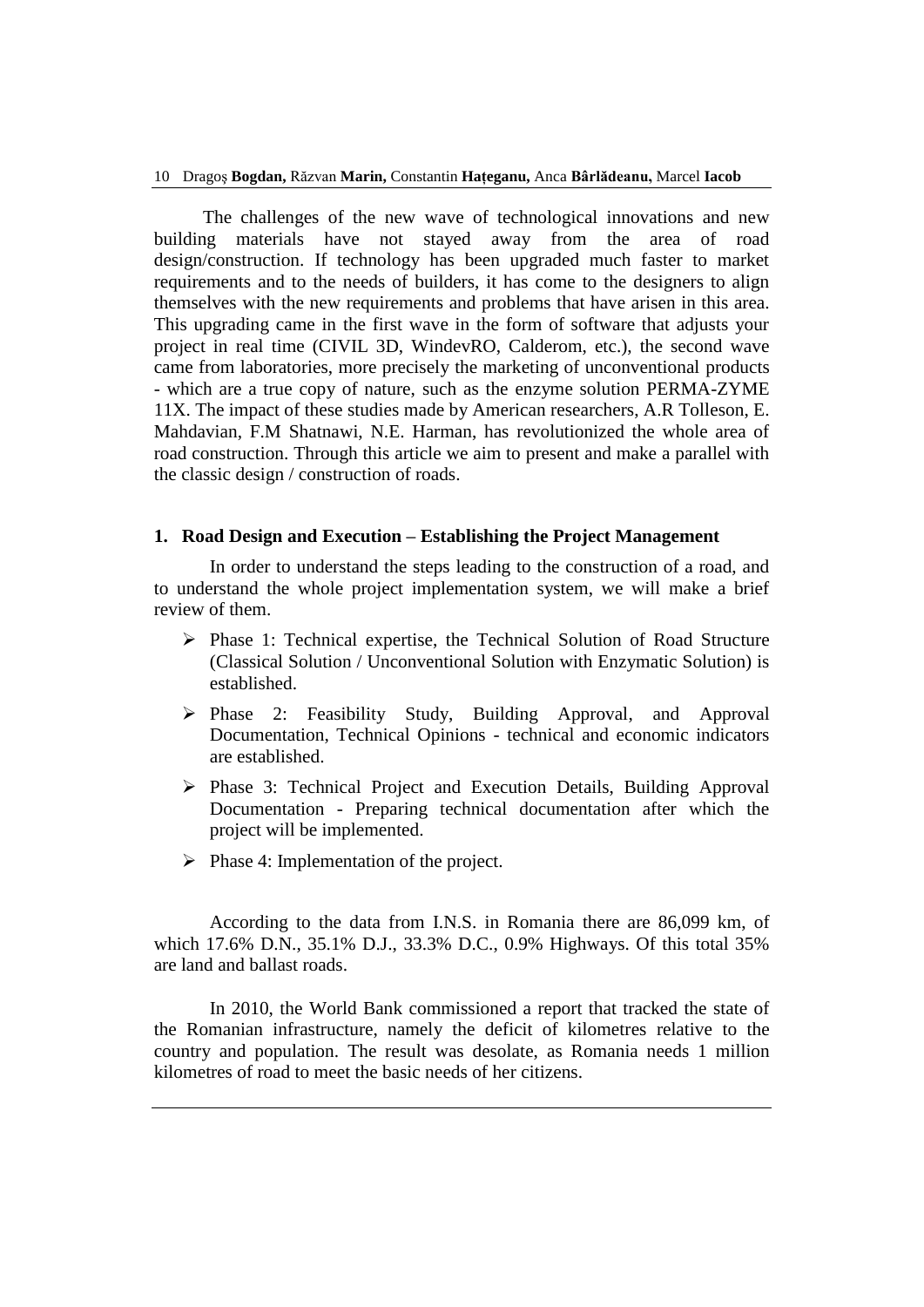The challenges of the new wave of technological innovations and new building materials have not stayed away from the area of road design/construction. If technology has been upgraded much faster to market requirements and to the needs of builders, it has come to the designers to align themselves with the new requirements and problems that have arisen in this area. This upgrading came in the first wave in the form of software that adjusts your project in real time (CIVIL 3D, WindevRO, Calderom, etc.), the second wave came from laboratories, more precisely the marketing of unconventional products - which are a true copy of nature, such as the enzyme solution PERMA-ZYME 11X. The impact of these studies made by American researchers, A.R Tolleson, E. Mahdavian, F.M Shatnawi, N.E. Harman, has revolutionized the whole area of road construction. Through this article we aim to present and make a parallel with the classic design / construction of roads.

## 1. Road Design and Execution – Establishing the Project Management

In order to understand the steps leading to the construction of a road, and to understand the whole project implementation system, we will make a brief review of them.

- Phase 1: Technical expertise, the Technical Solution of Road Structure (Classical Solution / Unconventional Solution with Enzymatic Solution) is established.
- Phase 2: Feasibility Study, Building Approval, and Approval Documentation, Technical Opinions - technical and economic indicators are established.
- Phase 3: Technical Project and Execution Details, Building Approval Documentation - Preparing technical documentation after which the project will be implemented.
- Phase 4: Implementation of the project.

According to the data from I.N.S. in Romania there are 86,099 km, of which 17.6% D.N., 35.1% D.J., 33.3% D.C., 0.9% Highways. Of this total 35% are land and ballast roads.

In 2010, the World Bank commissioned a report that tracked the state of the Romanian infrastructure, namely the deficit of kilometres relative to the country and population. The result was desolate, as Romania needs 1 million kilometres of road to meet the basic needs of her citizens.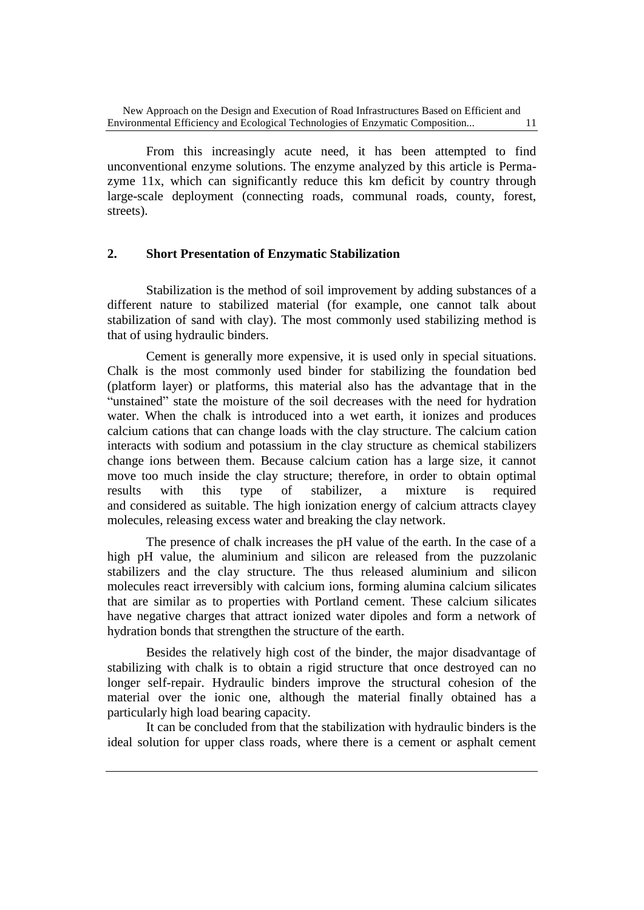From this increasingly acute need, it has been attempted to find unconventional enzyme solutions. The enzyme analyzed by this article is Perma-zyme 11x, which can significantly reduce this km deficit by country through large-scale deployment (connecting roads, communal roads, county, forest, streets).

## 2. Short Presentation of Enzymatic Stabilization

Stabilization is the method of soil improvement by adding substances of a different nature to stabilized material (for example, one cannot talk about stabilization of sand with clay). The most commonly used stabilizing method is that of using hydraulic binders.

Cement is generally more expensive, it is used only in special situations. Chalk is the most commonly used binder for stabilizing the foundation bed (platform layer) or platforms, this material also has the advantage that in the "unstained" state the moisture of the soil decreases with the need for hydration water. When the chalk is introduced into a wet earth, it ionizes and produces calcium cations that can change loads with the clay structure. The calcium cation interacts with sodium and potassium in the clay structure as chemical stabilizers change ions between them. Because calcium cation has a large size, it cannot move too much inside the clay structure; therefore, in order to obtain optimal results with this type of stabilizer, a mixture is required and considered as suitable. The high ionization energy of calcium attracts clayey molecules, releasing excess water and breaking the clay network.

The presence of chalk increases the pH value of the earth. In the case of a high pH value, the aluminium and silicon are released from the puzzolanic stabilizers and the clay structure. The thus released aluminium and silicon molecules react irreversibly with calcium ions, forming alumina calcium silicates that are similar as to properties with Portland cement. These calcium silicates have negative charges that attract ionized water dipoles and form a network of hydration bonds that strengthen the structure of the earth.

Besides the relatively high cost of the binder, the major disadvantage of stabilizing with chalk is to obtain a rigid structure that once destroyed can no longer self-repair. Hydraulic binders improve the structural cohesion of the material over the ionic one, although the material finally obtained has a particularly high load bearing capacity.

It can be concluded from that the stabilization with hydraulic binders is the ideal solution for upper class roads, where there is a cement or asphalt cement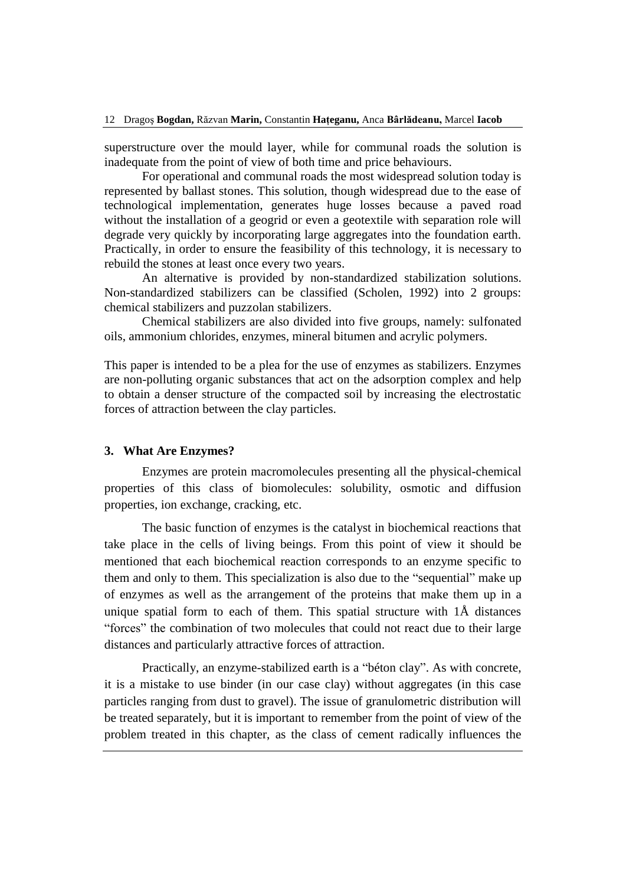superstructure over the mould layer, while for communal roads the solution is inadequate from the point of view of both time and price behaviours.

For operational and communal roads the most widespread solution today is represented by ballast stones. This solution, though widespread due to the ease of technological implementation, generates huge losses because a paved road without the installation of a geogrid or even a geotextile with separation role will degrade very quickly by incorporating large aggregates into the foundation earth. Practically, in order to ensure the feasibility of this technology, it is necessary to rebuild the stones at least once every two years.

An alternative is provided by non-standardized stabilization solutions. Non-standardized stabilizers can be classified (Scholen, 1992) into 2 groups: chemical stabilizers and puzzolan stabilizers.

Chemical stabilizers are also divided into five groups, namely: sulfonated oils, ammonium chlorides, enzymes, mineral bitumen and acrylic polymers.

This paper is intended to be a plea for the use of enzymes as stabilizers. Enzymes are non-polluting organic substances that act on the adsorption complex and help to obtain a denser structure of the compacted soil by increasing the electrostatic forces of attraction between the clay particles.

### 3. What Are Enzymes?

Enzymes are protein macromolecules presenting all the physical-chemical properties of this class of biomolecules: solubility, osmotic and diffusion properties, ion exchange, cracking, etc.

The basic function of enzymes is the catalyst in biochemical reactions that take place in the cells of living beings. From this point of view it should be mentioned that each biochemical reaction corresponds to an enzyme specific to them and only to them. This specialization is also due to the "sequential" make up of enzymes as well as the arrangement of the proteins that make them up in a unique spatial form to each of them. This spatial structure with 1Å distances "forces" the combination of two molecules that could not react due to their large distances and particularly attractive forces of attraction.

Practically, an enzyme-stabilized earth is a "béton clay". As with concrete, it is a mistake to use binder (in our case clay) without aggregates (in this case particles ranging from dust to gravel). The issue of granulometric distribution will be treated separately, but it is important to remember from the point of view of the problem treated in this chapter, as the class of cement radically influences the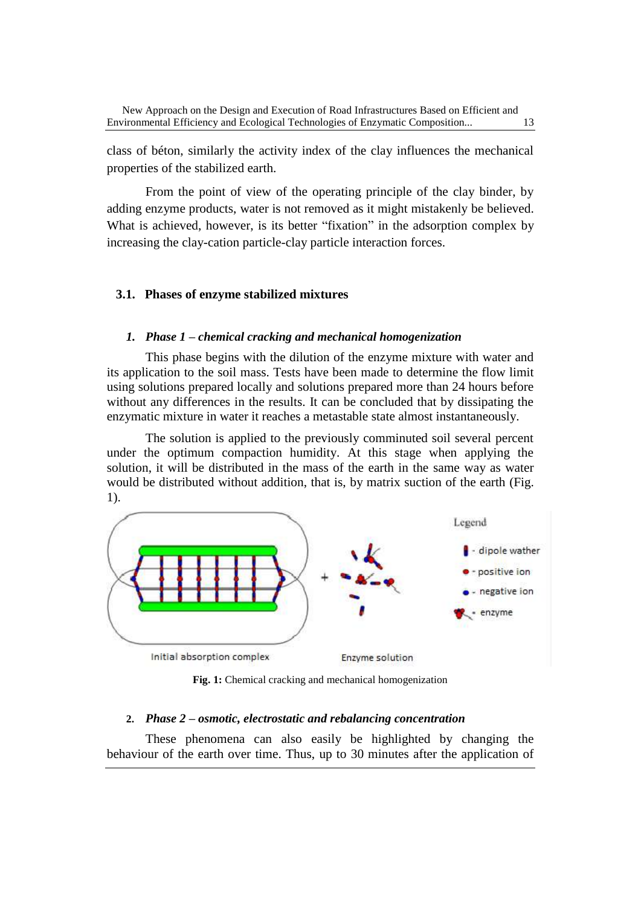class of béton, similarly the activity index of the clay influences the mechanical properties of the stabilized earth.

From the point of view of the operating principle of the clay binder, by adding enzyme products, water is not removed as it might mistakenly be believed. What is achieved, however, is its better “fixation” in the adsorption complex by increasing the clay-cation particle-clay particle interaction forces.

### 3.1. Phases of enzyme stabilized mixtures

#### *1. Phase 1 – chemical cracking and mechanical homogenization*

This phase begins with the dilution of the enzyme mixture with water and its application to the soil mass. Tests have been made to determine the flow limit using solutions prepared locally and solutions prepared more than 24 hours before without any differences in the results. It can be concluded that by dissipating the enzymatic mixture in water it reaches a metastable state almost instantaneously.

The solution is applied to the previously comminuted soil several percent under the optimum compaction humidity. At this stage when applying the solution, it will be distributed in the mass of the earth in the same way as water would be distributed without addition, that is, by matrix suction of the earth (Fig. 1).

**Fig. 1:** Chemical cracking and mechanical homogenization

#### *2. Phase 2 – osmotic, electrostatic and rebalancing concentration*

These phenomena can also easily be highlighted by changing the behaviour of the earth over time. Thus, up to 30 minutes after the application of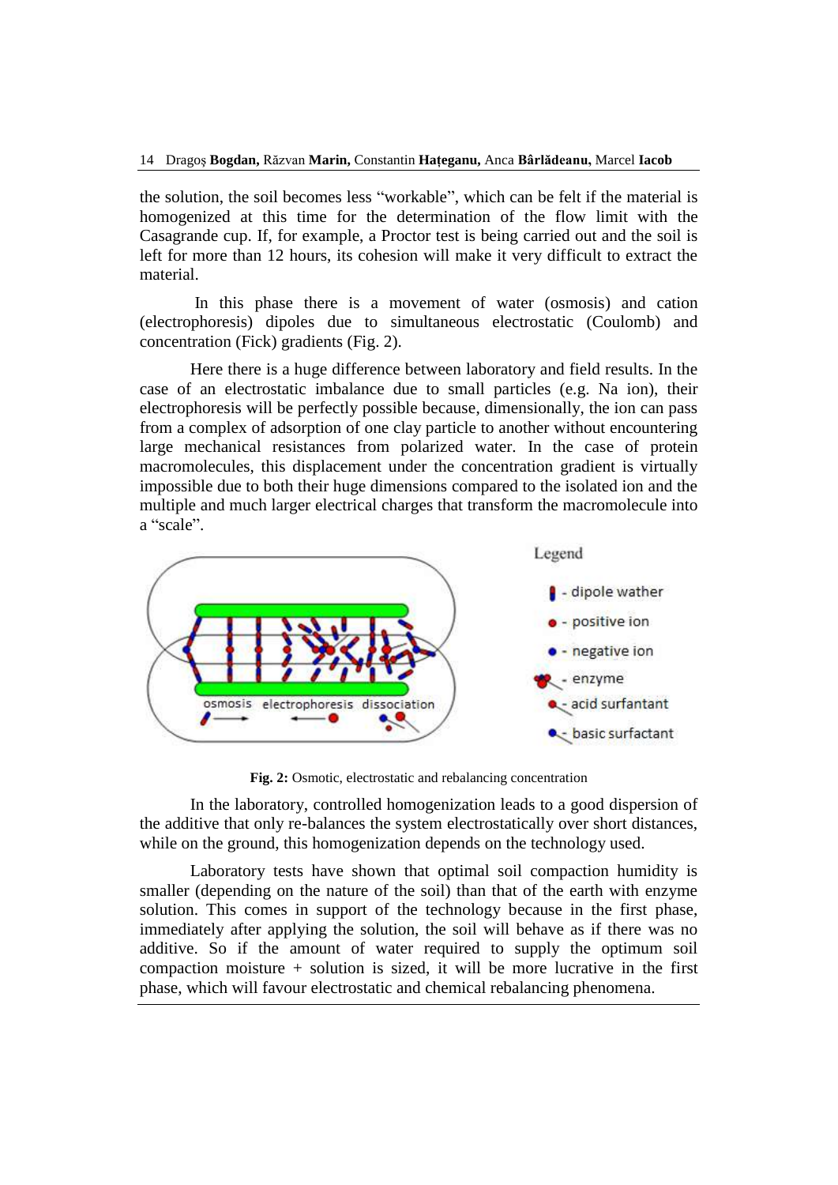the solution, the soil becomes less “workable”, which can be felt if the material is homogenized at this time for the determination of the flow limit with the Casagrande cup. If, for example, a Proctor test is being carried out and the soil is left for more than 12 hours, its cohesion will make it very difficult to extract the material.

In this phase there is a movement of water (osmosis) and cation (electrophoresis) dipoles due to simultaneous electrostatic (Coulomb) and concentration (Fick) gradients (Fig. 2).

Here there is a huge difference between laboratory and field results. In the case of an electrostatic imbalance due to small particles (e.g. Na ion), their electrophoresis will be perfectly possible because, dimensionally, the ion can pass from a complex of adsorption of one clay particle to another without encountering large mechanical resistances from polarized water. In the case of protein macromolecules, this displacement under the concentration gradient is virtually impossible due to both their huge dimensions compared to the isolated ion and the multiple and much larger electrical charges that transform the macromolecule into a “scale”.

**Fig. 2:** Osmotic, electrostatic and rebalancing concentration

In the laboratory, controlled homogenization leads to a good dispersion of the additive that only re-balances the system electrostatically over short distances, while on the ground, this homogenization depends on the technology used.

Laboratory tests have shown that optimal soil compaction humidity is smaller (depending on the nature of the soil) than that of the earth with enzyme solution. This comes in support of the technology because in the first phase, immediately after applying the solution, the soil will behave as if there was no additive. So if the amount of water required to supply the optimum soil compaction moisture + solution is sized, it will be more lucrative in the first phase, which will favour electrostatic and chemical rebalancing phenomena.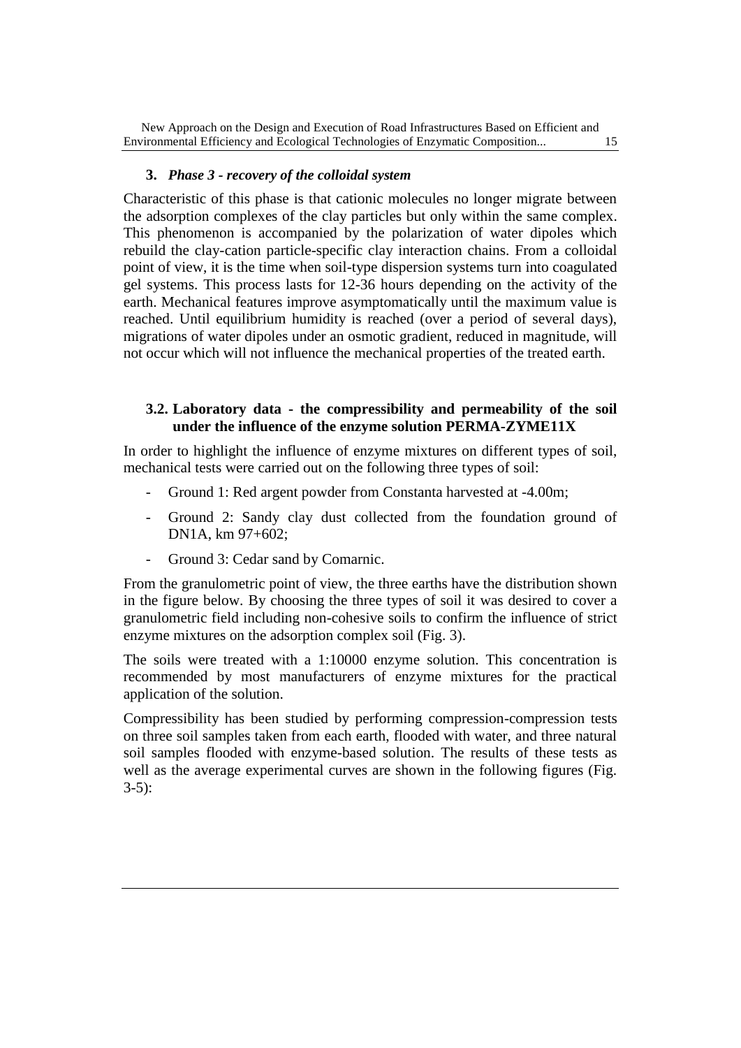**3.** ***Phase 3 - recovery of the colloidal system***

Characteristic of this phase is that cationic molecules no longer migrate between the adsorption complexes of the clay particles but only within the same complex. This phenomenon is accompanied by the polarization of water dipoles which rebuild the clay-cation particle-specific clay interaction chains. From a colloidal point of view, it is the time when soil-type dispersion systems turn into coagulated gel systems. This process lasts for 12-36 hours depending on the activity of the earth. Mechanical features improve asymptomatically until the maximum value is reached. Until equilibrium humidity is reached (over a period of several days), migrations of water dipoles under an osmotic gradient, reduced in magnitude, will not occur which will not influence the mechanical properties of the treated earth.

### 3.2. Laboratory data - the compressibility and permeability of the soil under the influence of the enzyme solution PERMA-ZYME11X

In order to highlight the influence of enzyme mixtures on different types of soil, mechanical tests were carried out on the following three types of soil:

- Ground 1: Red argent powder from Constanta harvested at -4.00m;
- Ground 2: Sandy clay dust collected from the foundation ground of DN1A, km 97+602;
- Ground 3: Cedar sand by Comarnic.

From the granulometric point of view, the three earths have the distribution shown in the figure below. By choosing the three types of soil it was desired to cover a granulometric field including non-cohesive soils to confirm the influence of strict enzyme mixtures on the adsorption complex soil (Fig. 3).

The soils were treated with a 1:10000 enzyme solution. This concentration is recommended by most manufacturers of enzyme mixtures for the practical application of the solution.

Compressibility has been studied by performing compression-compression tests on three soil samples taken from each earth, flooded with water, and three natural soil samples flooded with enzyme-based solution. The results of these tests as well as the average experimental curves are shown in the following figures (Fig. 3-5):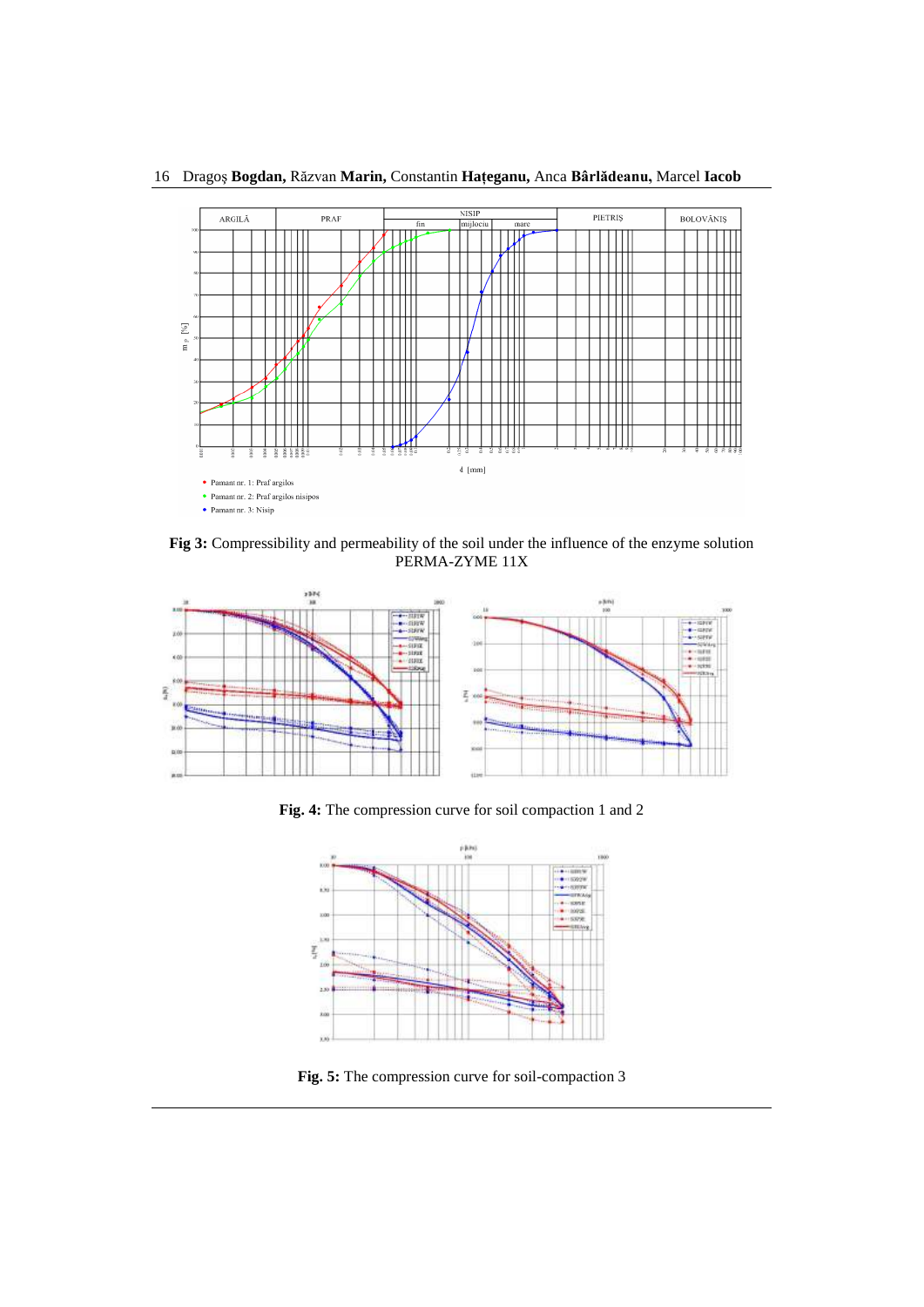Fig 3: Compressibility and permeability of the soil under the influence of the enzyme solution PERMA-ZYME 11X

**Fig. 4:** The compression curve for soil compaction 1 and 2

**Fig. 5:** The compression curve for soil-compaction 3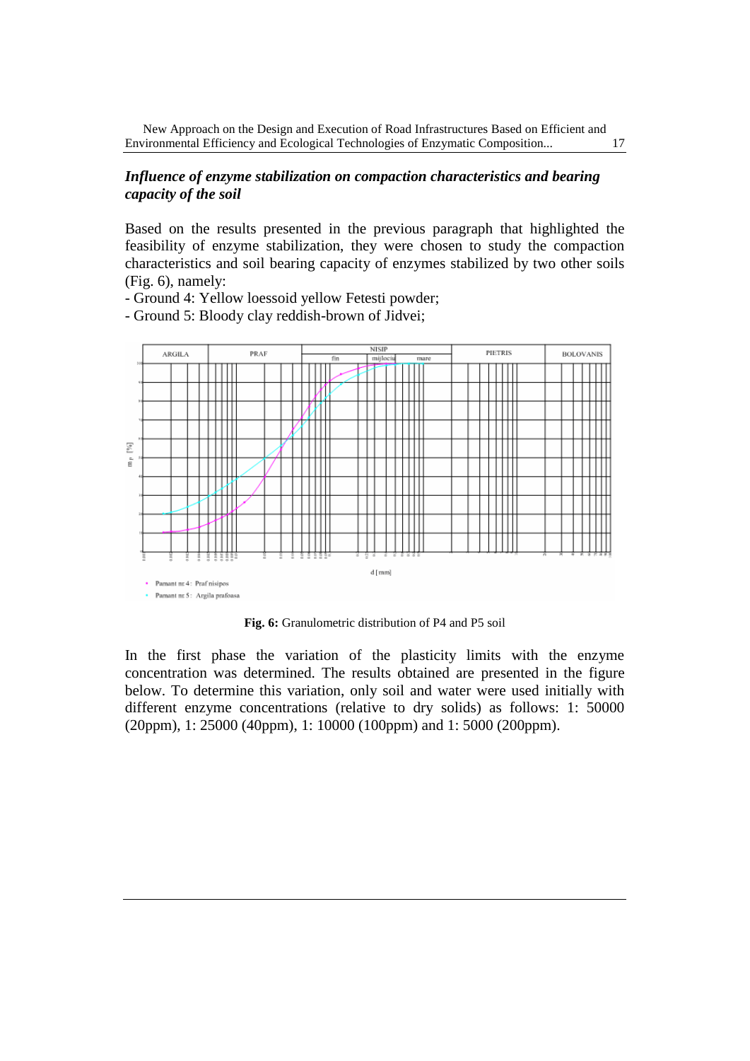### *Influence of enzyme stabilization on compaction characteristics and bearing capacity of the soil*

Based on the results presented in the previous paragraph that highlighted the feasibility of enzyme stabilization, they were chosen to study the compaction characteristics and soil bearing capacity of enzymes stabilized by two other soils (Fig. 6), namely:

- Ground 4: Yellow loessoid yellow Fetesti powder;
- Ground 5: Bloody clay reddish-brown of Jidvei;

**Fig. 6:** Granulometric distribution of P4 and P5 soil

In the first phase the variation of the plasticity limits with the enzyme concentration was determined. The results obtained are presented in the figure below. To determine this variation, only soil and water were used initially with different enzyme concentrations (relative to dry solids) as follows: 1: 50000 (20ppm), 1: 25000 (40ppm), 1: 10000 (100ppm) and 1: 5000 (200ppm).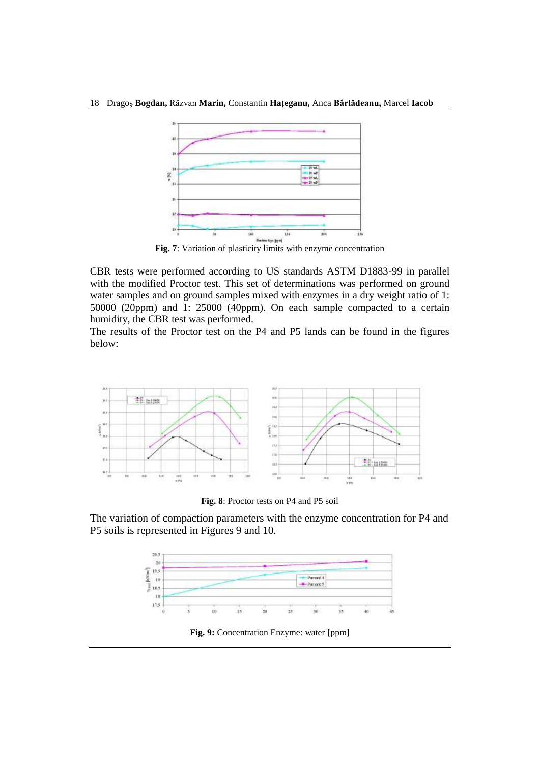**Fig. 7**: Variation of plasticity limits with enzyme concentration

CBR tests were performed according to US standards ASTM D1883-99 in parallel with the modified Proctor test. This set of determinations was performed on ground water samples and on ground samples mixed with enzymes in a dry weight ratio of 1: 50000 (20ppm) and 1: 25000 (40ppm). On each sample compacted to a certain humidity, the CBR test was performed.

The results of the Proctor test on the P4 and P5 lands can be found in the figures below:

**Fig. 8**: Proctor tests on P4 and P5 soil

The variation of compaction parameters with the enzyme concentration for P4 and P5 soils is represented in Figures 9 and 10.

**Fig. 9:** Concentration Enzyme: water [ppm]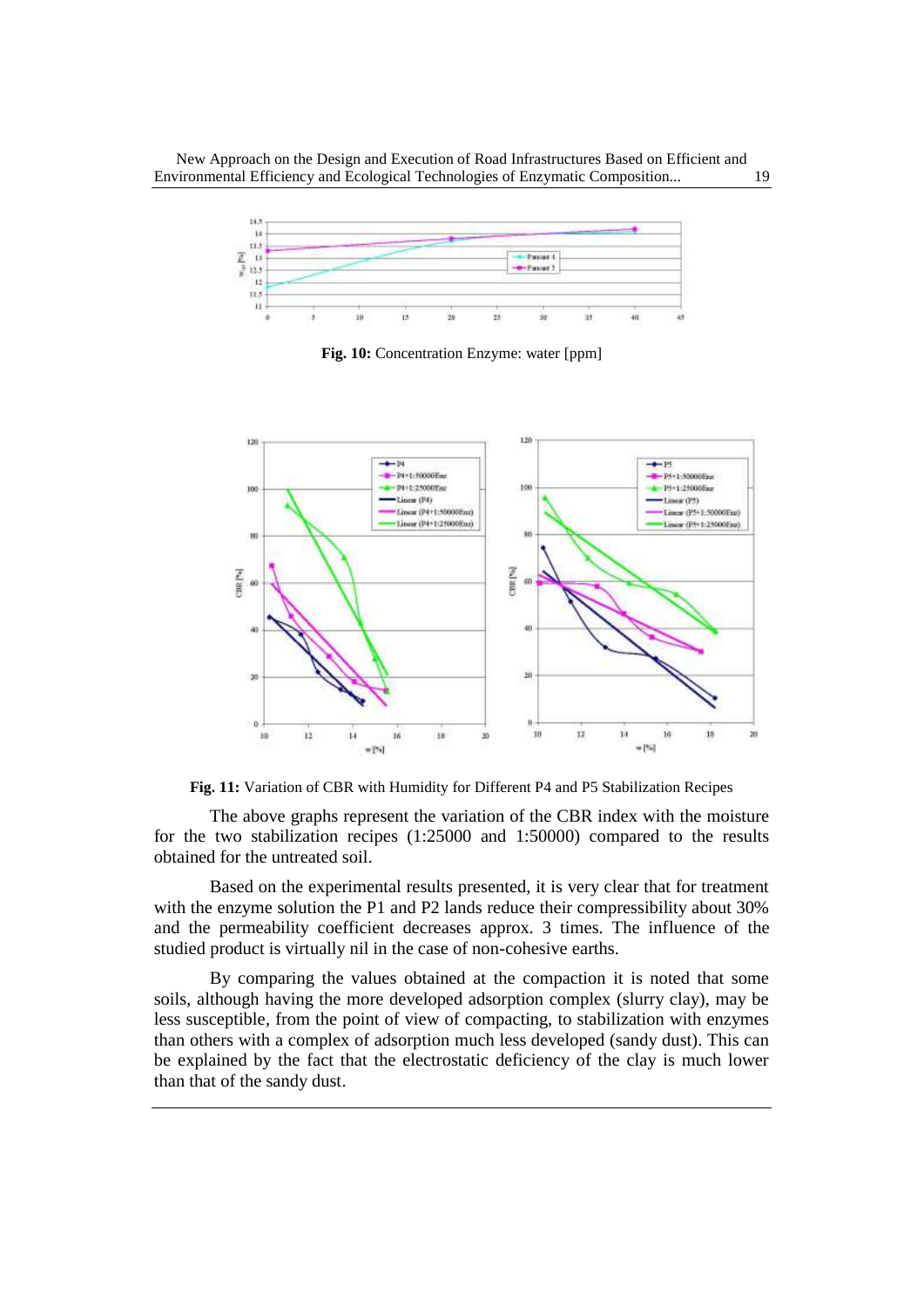**Fig. 10:** Concentration Enzyme: water [ppm]

**Fig. 11:** Variation of CBR with Humidity for Different P4 and P5 Stabilization Recipes

The above graphs represent the variation of the CBR index with the moisture for the two stabilization recipes (1:25000 and 1:50000) compared to the results obtained for the untreated soil.

Based on the experimental results presented, it is very clear that for treatment with the enzyme solution the P1 and P2 lands reduce their compressibility about 30% and the permeability coefficient decreases approx. 3 times. The influence of the studied product is virtually nil in the case of non-cohesive earths.

By comparing the values obtained at the compaction it is noted that some soils, although having the more developed adsorption complex (slurry clay), may be less susceptible, from the point of view of compacting, to stabilization with enzymes than others with a complex of adsorption much less developed (sandy dust). This can be explained by the fact that the electrostatic deficiency of the clay is much lower than that of the sandy dust.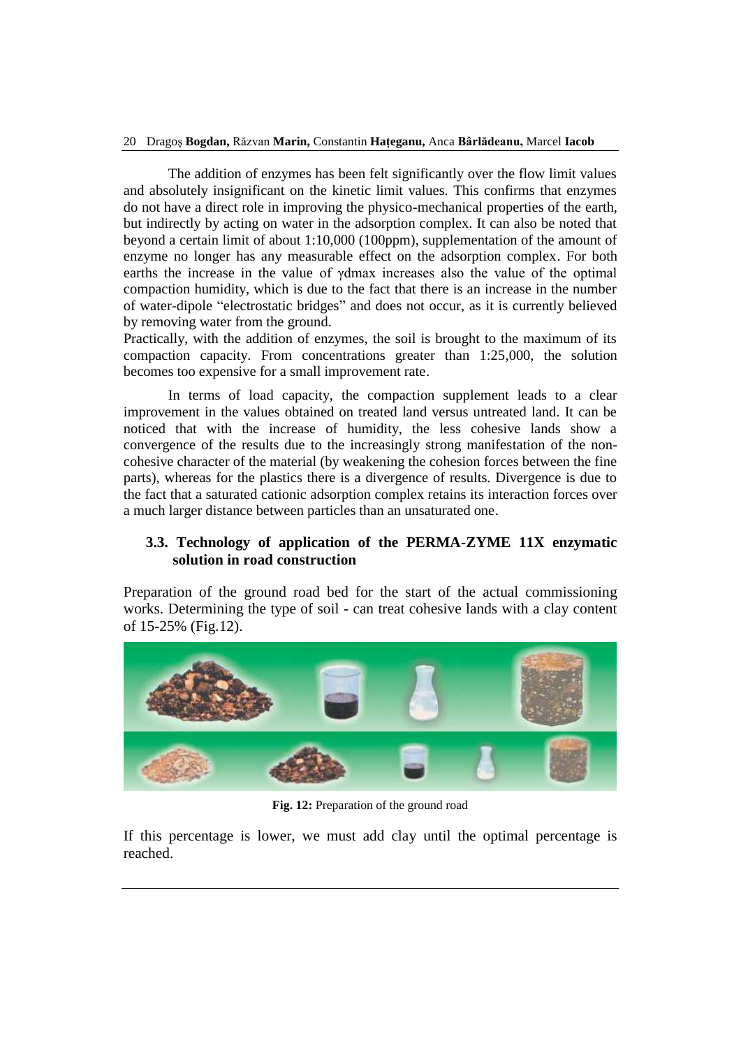The addition of enzymes has been felt significantly over the flow limit values and absolutely insignificant on the kinetic limit values. This confirms that enzymes do not have a direct role in improving the physico-mechanical properties of the earth, but indirectly by acting on water in the adsorption complex. It can also be noted that beyond a certain limit of about 1:10,000 (100ppm), supplementation of the amount of enzyme no longer has any measurable effect on the adsorption complex. For both earths the increase in the value of $\gamma$dmax increases also the value of the optimal compaction humidity, which is due to the fact that there is an increase in the number of water-dipole "electrostatic bridges" and does not occur, as it is currently believed by removing water from the ground.

Practically, with the addition of enzymes, the soil is brought to the maximum of its compaction capacity. From concentrations greater than 1:25,000, the solution becomes too expensive for a small improvement rate.

In terms of load capacity, the compaction supplement leads to a clear improvement in the values obtained on treated land versus untreated land. It can be noticed that with the increase of humidity, the less cohesive lands show a convergence of the results due to the increasingly strong manifestation of the non-cohesive character of the material (by weakening the cohesion forces between the fine parts), whereas for the plastics there is a divergence of results. Divergence is due to the fact that a saturated cationic adsorption complex retains its interaction forces over a much larger distance between particles than an unsaturated one.

### 3.3. Technology of application of the PERMA-ZYME 11X enzymatic solution in road construction

Preparation of the ground road bed for the start of the actual commissioning works. Determining the type of soil - can treat cohesive lands with a clay content of 15-25% (Fig.12).

**Fig. 12:** Preparation of the ground road

If this percentage is lower, we must add clay until the optimal percentage is reached.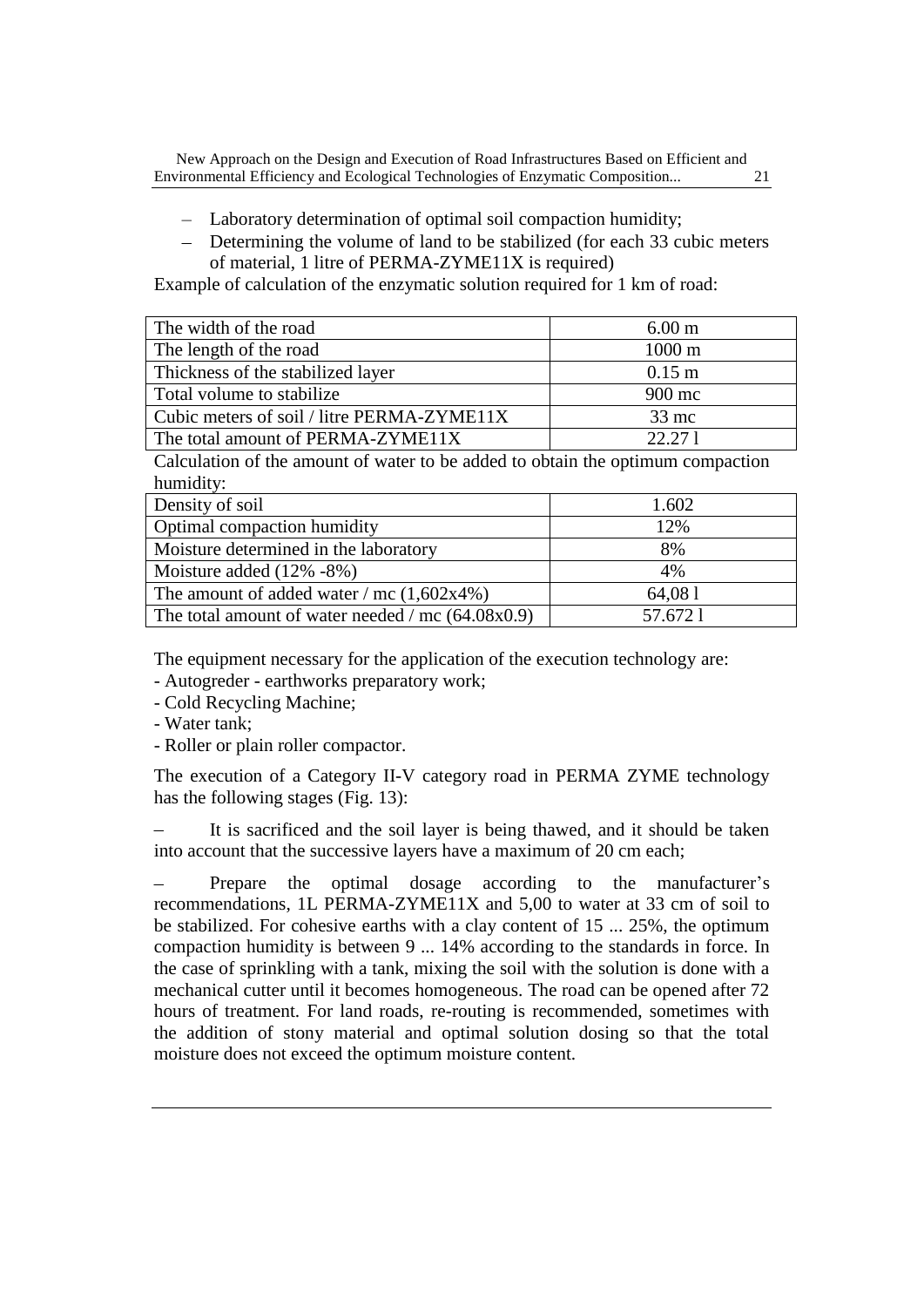- Laboratory determination of optimal soil compaction humidity;
- Determining the volume of land to be stabilized (for each 33 cubic meters of material, 1 litre of PERMA-ZYME11X is required)

Example of calculation of the enzymatic solution required for 1 km of road:

| | |
|---|---|
| The width of the road | 6.00 m |
| The length of the road | 1000 m |
| Thickness of the stabilized layer | 0.15 m |
| Total volume to stabilize | 900 mc |
| Cubic meters of soil / litre PERMA-ZYME11X | 33 mc |
| The total amount of PERMA-ZYME11X | 22.27 l |

Calculation of the amount of water to be added to obtain the optimum compaction humidity:

| | |
|---|---|
| Density of soil | 1.602 |
| Optimal compaction humidity | 12% |
| Moisture determined in the laboratory | 8% |
| Moisture added (12% -8%) | 4% |
| The amount of added water / mc (1,602x4%) | 64,08 l |
| The total amount of water needed / mc (64.08x0.9) | 57.672 l |

The equipment necessary for the application of the execution technology are:

- Autogreder - earthworks preparatory work;
- Cold Recycling Machine;
- Water tank;
- Roller or plain roller compactor.

The execution of a Category II-V category road in PERMA ZYME technology has the following stages (Fig. 13):

- It is sacrificed and the soil layer is being thawed, and it should be taken into account that the successive layers have a maximum of 20 cm each;
- Prepare the optimal dosage according to the manufacturer's recommendations, 1L PERMA-ZYME11X and 5,00 to water at 33 cm of soil to be stabilized. For cohesive earths with a clay content of 15 ... 25%, the optimum compaction humidity is between 9 ... 14% according to the standards in force. In the case of sprinkling with a tank, mixing the soil with the solution is done with a mechanical cutter until it becomes homogeneous. The road can be opened after 72 hours of treatment. For land roads, re-routing is recommended, sometimes with the addition of stony material and optimal solution dosing so that the total moisture does not exceed the optimum moisture content.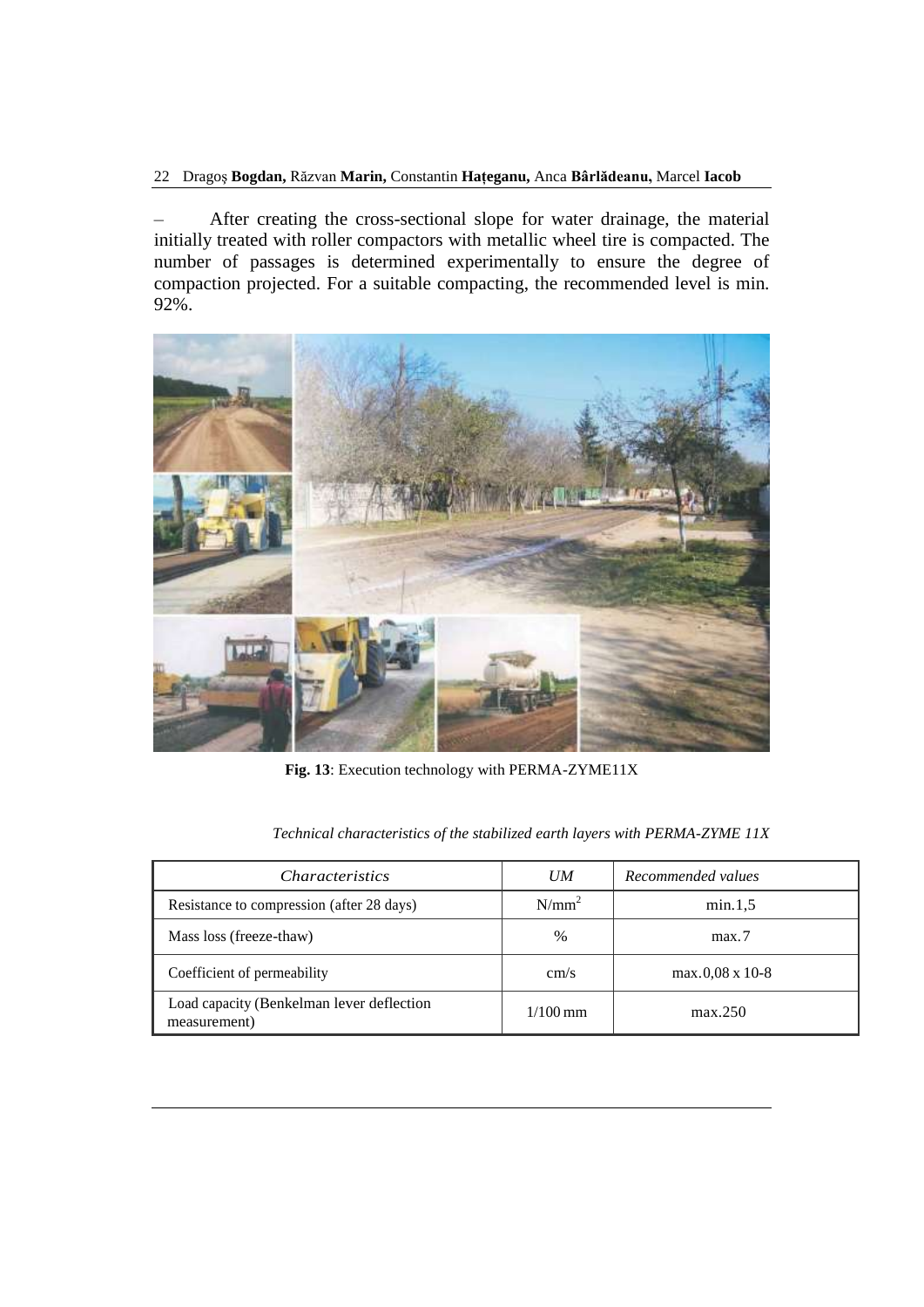– After creating the cross-sectional slope for water drainage, the material initially treated with roller compactors with metallic wheel tire is compacted. The number of passages is determined experimentally to ensure the degree of compaction projected. For a suitable compacting, the recommended level is min. 92%.

**Fig. 13**: Execution technology with PERMA-ZYME11X

*Technical characteristics of the stabilized earth layers with PERMA-ZYME 11X*

| *Characteristics* | *UM* | *Recommended values* |
|---|---|---|
| Resistance to compression (after 28 days) | $N/mm^2$ | min.1,5 |
| Mass loss (freeze-thaw) | % | max.7 |
| Coefficient of permeability | cm/s | max.0,08 x 10-8 |
| Load capacity (Benkelman lever deflection measurement) | 1/100 mm | max.250 |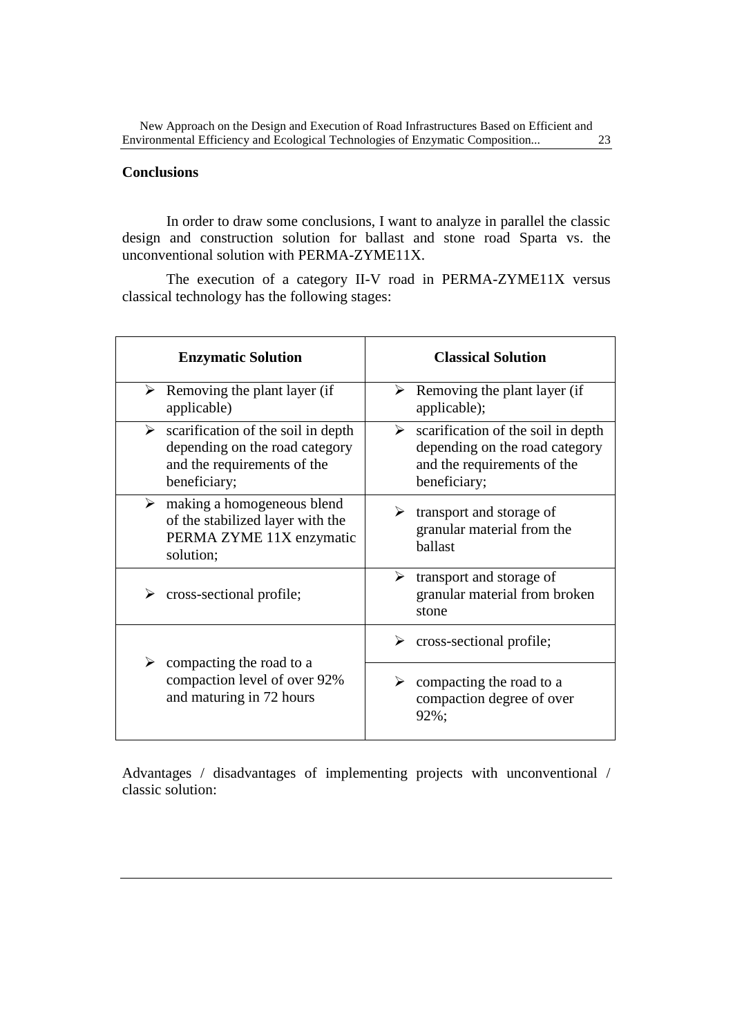## Conclusions

In order to draw some conclusions, I want to analyze in parallel the classic design and construction solution for ballast and stone road Sparta vs. the unconventional solution with PERMA-ZYME11X.

The execution of a category II-V road in PERMA-ZYME11X versus classical technology has the following stages:

| Enzymatic Solution | Classical Solution |
|---|---|
| ➢ Removing the plant layer (if applicable) | ➢ Removing the plant layer (if applicable); |
| ➢ scarification of the soil in depth depending on the road category and the requirements of the beneficiary; | ➢ scarification of the soil in depth depending on the road category and the requirements of the beneficiary; |
| ➢ making a homogeneous blend of the stabilized layer with the PERMA ZYME 11X enzymatic solution; | ➢ transport and storage of granular material from the ballast |
| ➢ cross-sectional profile; | ➢ transport and storage of granular material from broken stone |
| ➢ compacting the road to a compaction level of over 92% and maturing in 72 hours | ➢ cross-sectional profile; |
| | ➢ compacting the road to a compaction degree of over 92%; |

Advantages / disadvantages of implementing projects with unconventional / classic solution: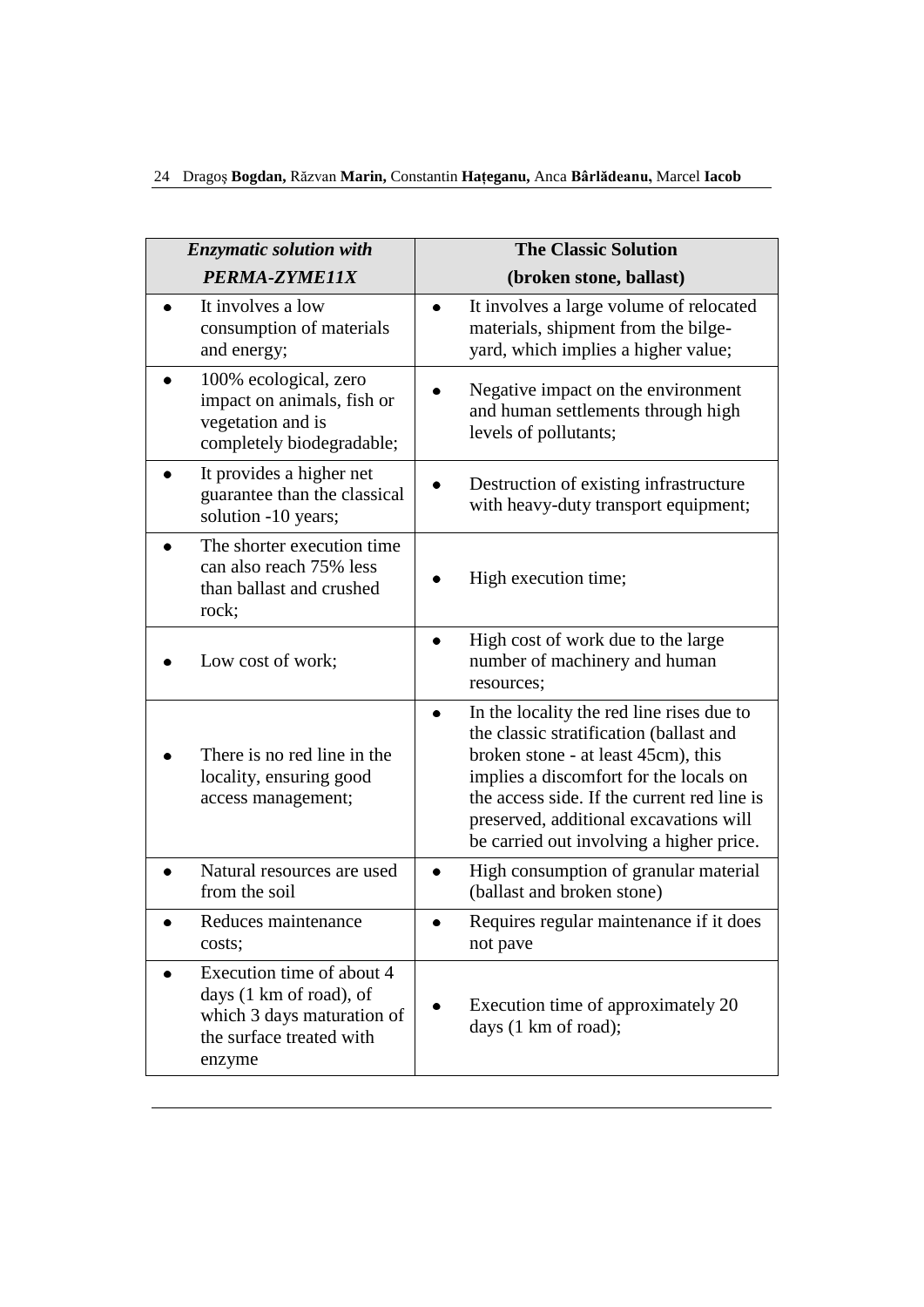| *Enzymatic solution with PERMA-ZYME11X* | **The Classic Solution (broken stone, ballast)** |
|---|---|
| • It involves a low consumption of materials and energy; | • It involves a large volume of relocated materials, shipment from the bilge-yard, which implies a higher value; |
| • 100% ecological, zero impact on animals, fish or vegetation and is completely biodegradable; | • Negative impact on the environment and human settlements through high levels of pollutants; |
| • It provides a higher net guarantee than the classical solution -10 years; | • Destruction of existing infrastructure with heavy-duty transport equipment; |
| • The shorter execution time can also reach 75% less than ballast and crushed rock; | • High execution time; |
| • Low cost of work; | • High cost of work due to the large number of machinery and human resources; |
| • There is no red line in the locality, ensuring good access management; | • In the locality the red line rises due to the classic stratification (ballast and broken stone - at least 45cm), this implies a discomfort for the locals on the access side. If the current red line is preserved, additional excavations will be carried out involving a higher price. |
| • Natural resources are used from the soil | • High consumption of granular material (ballast and broken stone) |
| • Reduces maintenance costs; | • Requires regular maintenance if it does not pave |
| • Execution time of about 4 days (1 km of road), of which 3 days maturation of the surface treated with enzyme | • Execution time of approximately 20 days (1 km of road); |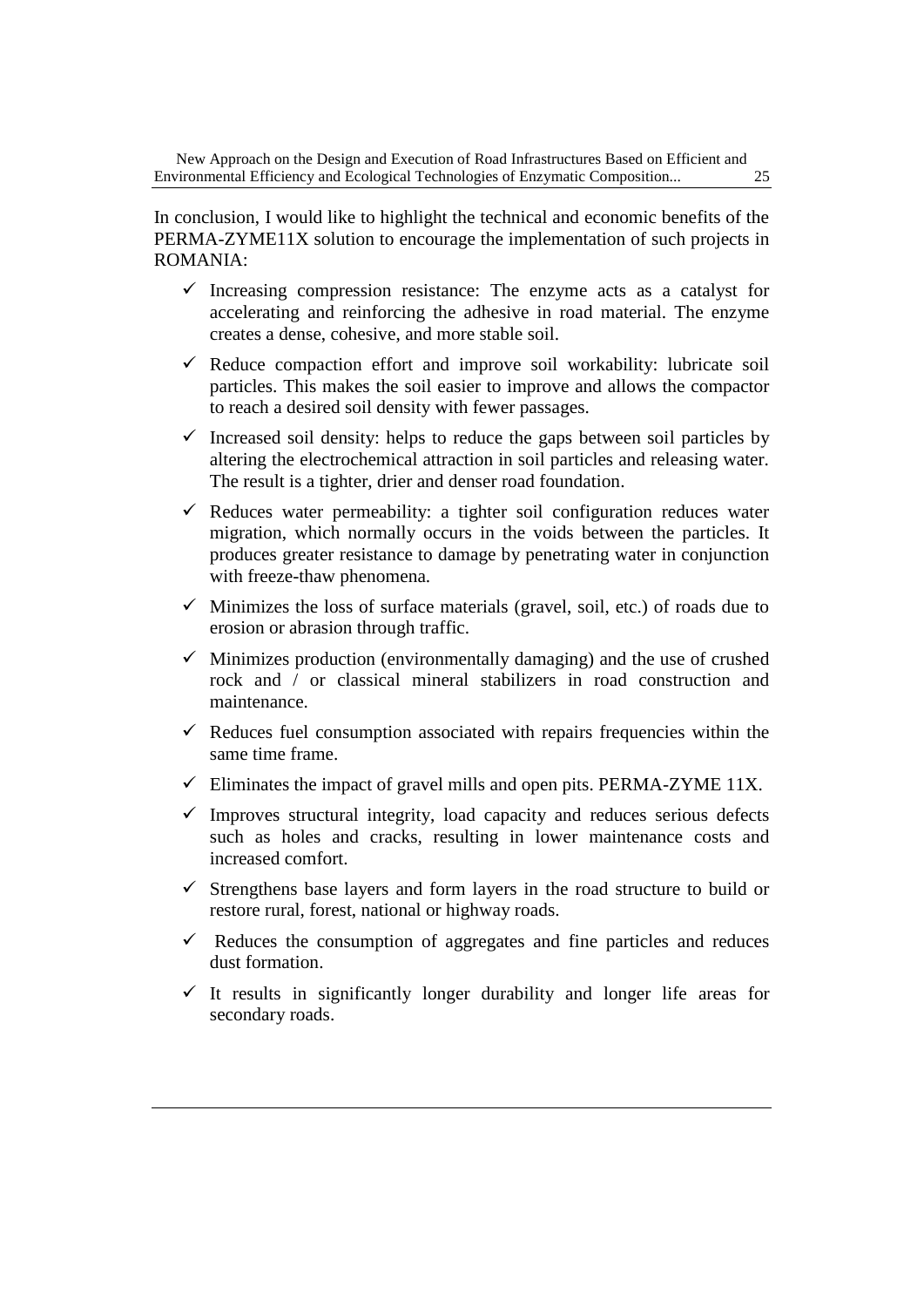In conclusion, I would like to highlight the technical and economic benefits of the PERMA-ZYME11X solution to encourage the implementation of such projects in ROMANIA:

- ✓ Increasing compression resistance: The enzyme acts as a catalyst for accelerating and reinforcing the adhesive in road material. The enzyme creates a dense, cohesive, and more stable soil.
- ✓ Reduce compaction effort and improve soil workability: lubricate soil particles. This makes the soil easier to improve and allows the compactor to reach a desired soil density with fewer passages.
- ✓ Increased soil density: helps to reduce the gaps between soil particles by altering the electrochemical attraction in soil particles and releasing water. The result is a tighter, drier and denser road foundation.
- ✓ Reduces water permeability: a tighter soil configuration reduces water migration, which normally occurs in the voids between the particles. It produces greater resistance to damage by penetrating water in conjunction with freeze-thaw phenomena.
- ✓ Minimizes the loss of surface materials (gravel, soil, etc.) of roads due to erosion or abrasion through traffic.
- ✓ Minimizes production (environmentally damaging) and the use of crushed rock and / or classical mineral stabilizers in road construction and maintenance.
- ✓ Reduces fuel consumption associated with repairs frequencies within the same time frame.
- ✓ Eliminates the impact of gravel mills and open pits. PERMA-ZYME 11X.
- ✓ Improves structural integrity, load capacity and reduces serious defects such as holes and cracks, resulting in lower maintenance costs and increased comfort.
- ✓ Strengthens base layers and form layers in the road structure to build or restore rural, forest, national or highway roads.
- ✓ Reduces the consumption of aggregates and fine particles and reduces dust formation.
- ✓ It results in significantly longer durability and longer life areas for secondary roads.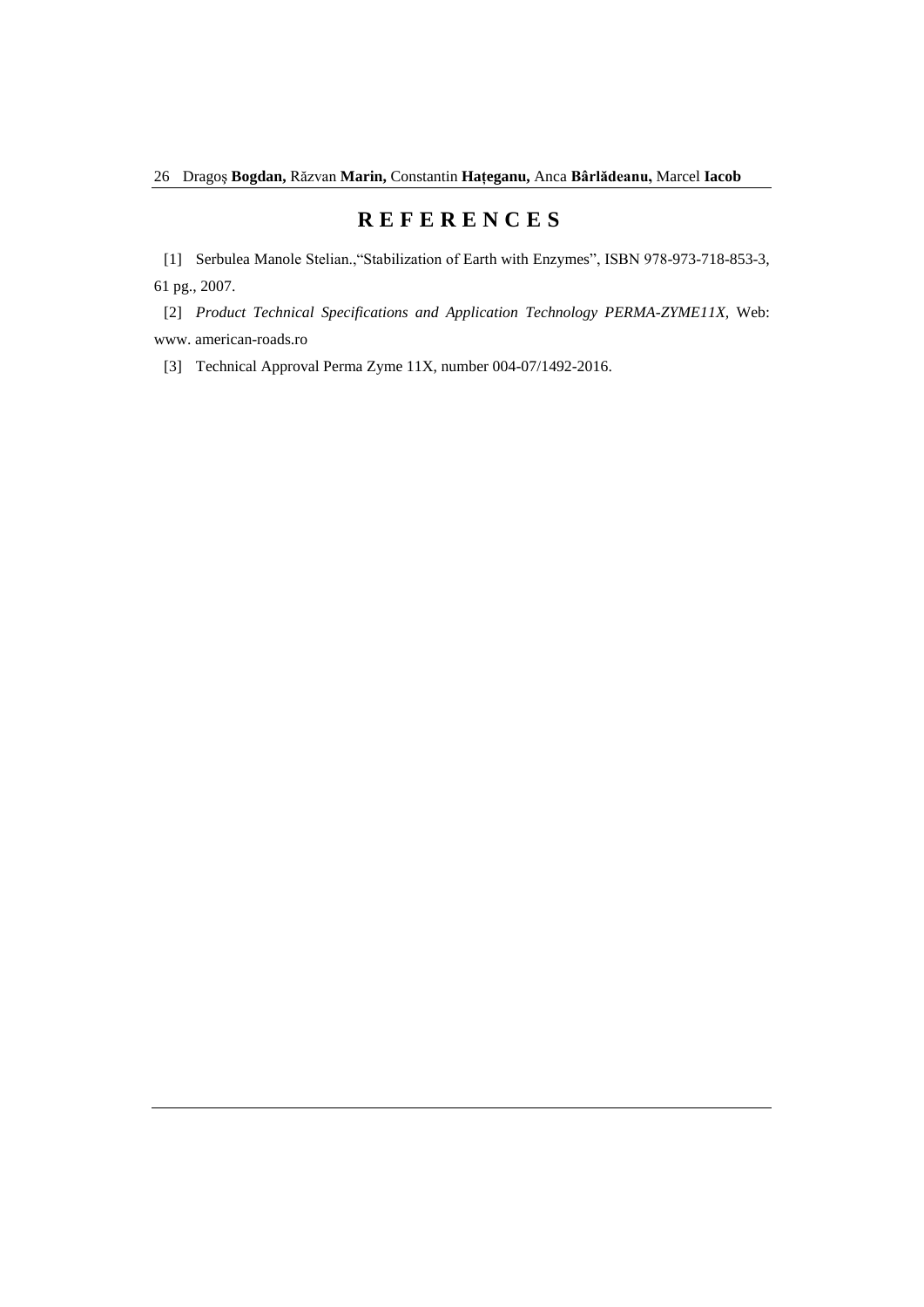# REFERENCES

[1] Serbulea Manole Stelian.,"Stabilization of Earth with Enzymes", ISBN 978-973-718-853-3, 61 pg., 2007.

[2] *Product Technical Specifications and Application Technology PERMA-ZYME11X,* Web: www. american-roads.ro

[3] Technical Approval Perma Zyme 11X, number 004-07/1492-2016.